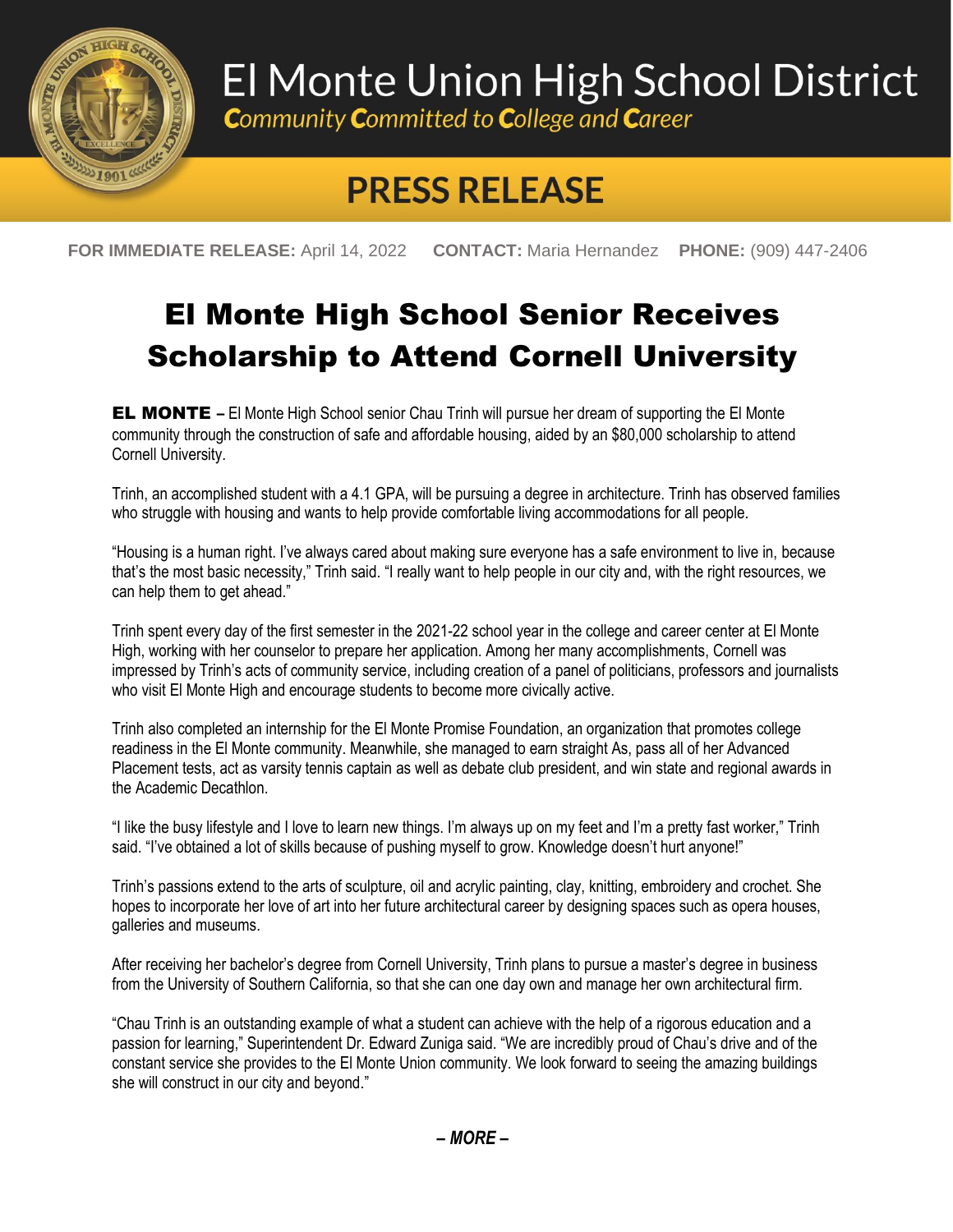# El Monte Union High School District

*Community Committed to College and Career*

## PRESS RELEASE

**FOR IMMEDIATE RELEASE:** April 14, 2022 **CONTACT:** Maria Hernandez **PHONE:** (909) 447-2406

# El Monte High School Senior Receives Scholarship to Attend Cornell University

**EL MONTE –** El Monte High School senior Chau Trinh will pursue her dream of supporting the El Monte community through the construction of safe and affordable housing, aided by an $80,000 scholarship to attend Cornell University.

Trinh, an accomplished student with a 4.1 GPA, will be pursuing a degree in architecture. Trinh has observed families who struggle with housing and wants to help provide comfortable living accommodations for all people.

"Housing is a human right. I've always cared about making sure everyone has a safe environment to live in, because that's the most basic necessity," Trinh said. "I really want to help people in our city and, with the right resources, we can help them to get ahead."

Trinh spent every day of the first semester in the 2021-22 school year in the college and career center at El Monte High, working with her counselor to prepare her application. Among her many accomplishments, Cornell was impressed by Trinh's acts of community service, including creation of a panel of politicians, professors and journalists who visit El Monte High and encourage students to become more civically active.

Trinh also completed an internship for the El Monte Promise Foundation, an organization that promotes college readiness in the El Monte community. Meanwhile, she managed to earn straight As, pass all of her Advanced Placement tests, act as varsity tennis captain as well as debate club president, and win state and regional awards in the Academic Decathlon.

"I like the busy lifestyle and I love to learn new things. I'm always up on my feet and I'm a pretty fast worker," Trinh said. "I've obtained a lot of skills because of pushing myself to grow. Knowledge doesn't hurt anyone!"

Trinh's passions extend to the arts of sculpture, oil and acrylic painting, clay, knitting, embroidery and crochet. She hopes to incorporate her love of art into her future architectural career by designing spaces such as opera houses, galleries and museums.

After receiving her bachelor's degree from Cornell University, Trinh plans to pursue a master's degree in business from the University of Southern California, so that she can one day own and manage her own architectural firm.

"Chau Trinh is an outstanding example of what a student can achieve with the help of a rigorous education and a passion for learning," Superintendent Dr. Edward Zuniga said. "We are incredibly proud of Chau's drive and of the constant service she provides to the El Monte Union community. We look forward to seeing the amazing buildings she will construct in our city and beyond."

***– MORE –***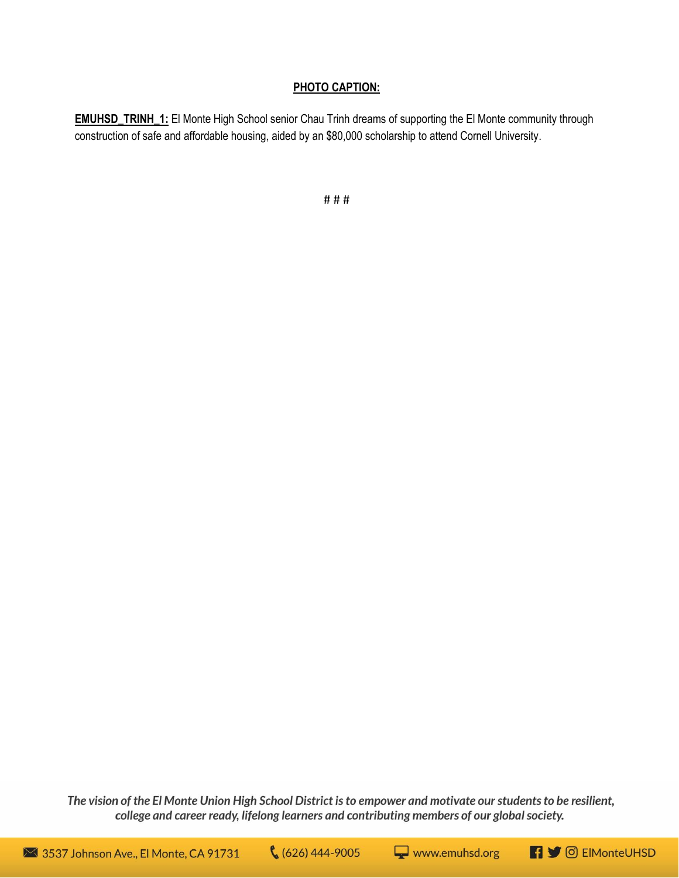**PHOTO CAPTION:**

**EMUHSD_TRINH_1:** El Monte High School senior Chau Trinh dreams of supporting the El Monte community through construction of safe and affordable housing, aided by an $80,000 scholarship to attend Cornell University.

# # #